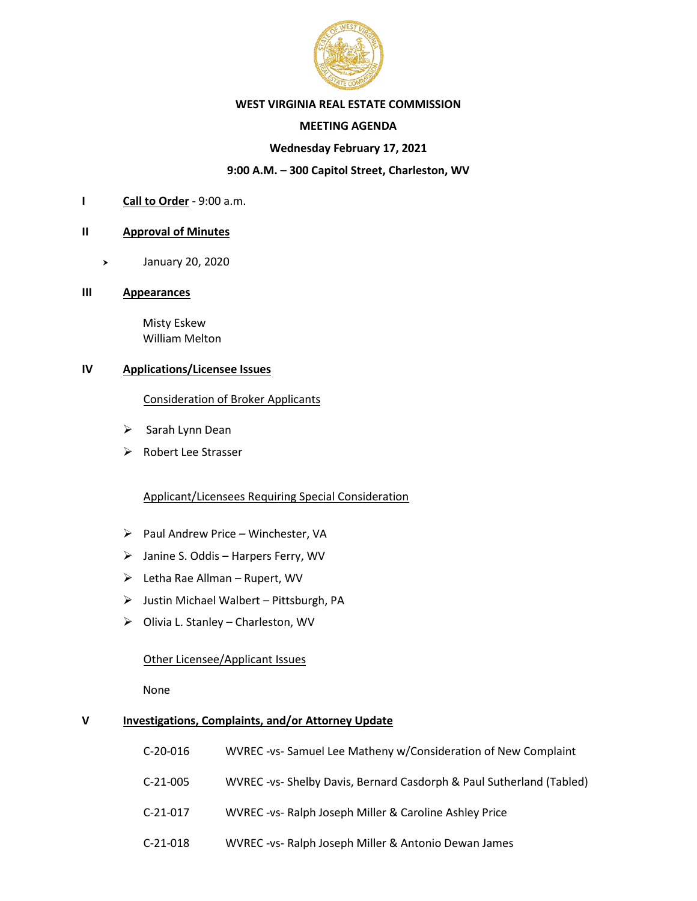**WEST VIRGINIA REAL ESTATE COMMISSION**

**MEETING AGENDA**

**Wednesday February 17, 2021**

**9:00 A.M. – 300 Capitol Street, Charleston, WV**

**I** **Call to Order** - 9:00 a.m.

**II** **Approval of Minutes**

- January 20, 2020

**III** **Appearances**

Misty Eskew
William Melton

**IV** **Applications/Licensee Issues**

Consideration of Broker Applicants

- Sarah Lynn Dean
- Robert Lee Strasser

Applicant/Licensees Requiring Special Consideration

- Paul Andrew Price – Winchester, VA
- Janine S. Oddis – Harpers Ferry, WV
- Letha Rae Allman – Rupert, WV
- Justin Michael Walbert – Pittsburgh, PA
- Olivia L. Stanley – Charleston, WV

Other Licensee/Applicant Issues

None

**V** **Investigations, Complaints, and/or Attorney Update**

C-20-016 WVREC -vs- Samuel Lee Matheny w/Consideration of New Complaint

C-21-005 WVREC -vs- Shelby Davis, Bernard Casdorph & Paul Sutherland (Tabled)

C-21-017 WVREC -vs- Ralph Joseph Miller & Caroline Ashley Price

C-21-018 WVREC -vs- Ralph Joseph Miller & Antonio Dewan James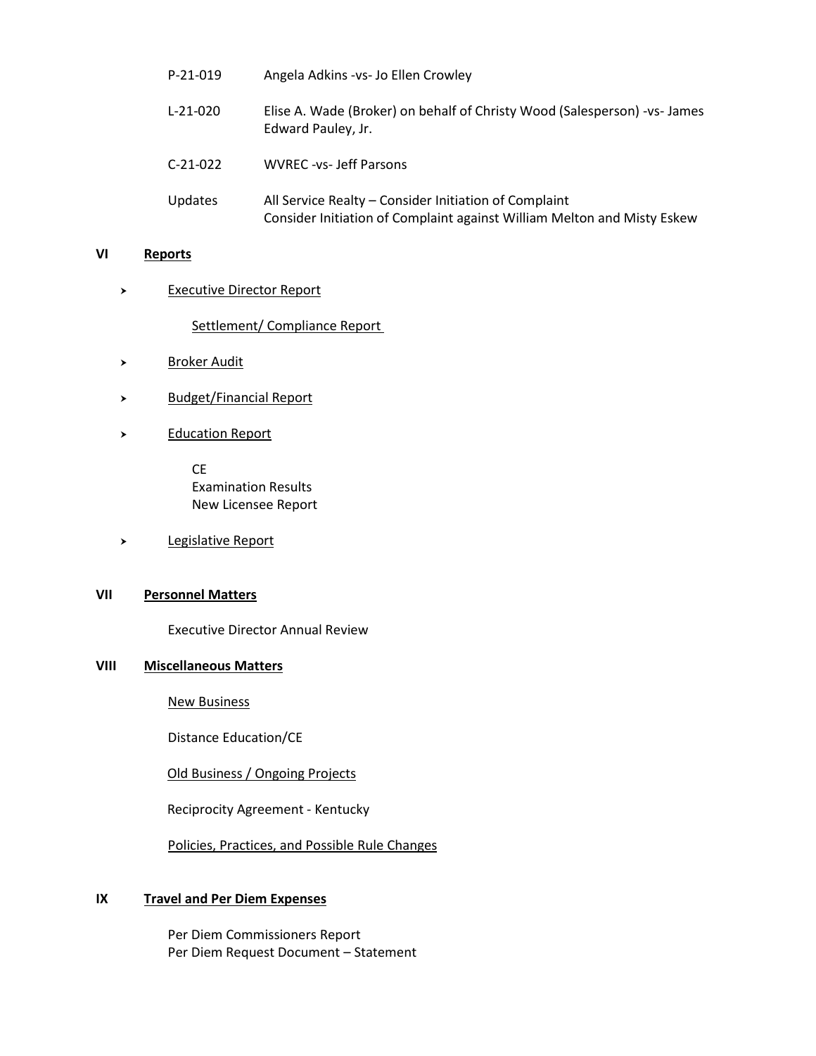| | |
|---|---|
| P-21-019 | Angela Adkins -vs- Jo Ellen Crowley |
| L-21-020 | Elise A. Wade (Broker) on behalf of Christy Wood (Salesperson) -vs- James Edward Pauley, Jr. |
| C-21-022 | WVREC -vs- Jeff Parsons |
| Updates | All Service Realty – Consider Initiation of Complaint<br>Consider Initiation of Complaint against William Melton and Misty Eskew |

## VI Reports

- <u>Executive Director Report</u>

  <u>Settlement/ Compliance Report</u>

- <u>Broker Audit</u>
- <u>Budget/Financial Report</u>
- <u>Education Report</u>

  CE
  Examination Results
  New Licensee Report

- <u>Legislative Report</u>

## VII Personnel Matters

Executive Director Annual Review

## VIII Miscellaneous Matters

<u>New Business</u>

Distance Education/CE

<u>Old Business / Ongoing Projects</u>

Reciprocity Agreement - Kentucky

<u>Policies, Practices, and Possible Rule Changes</u>

## IX Travel and Per Diem Expenses

Per Diem Commissioners Report
Per Diem Request Document – Statement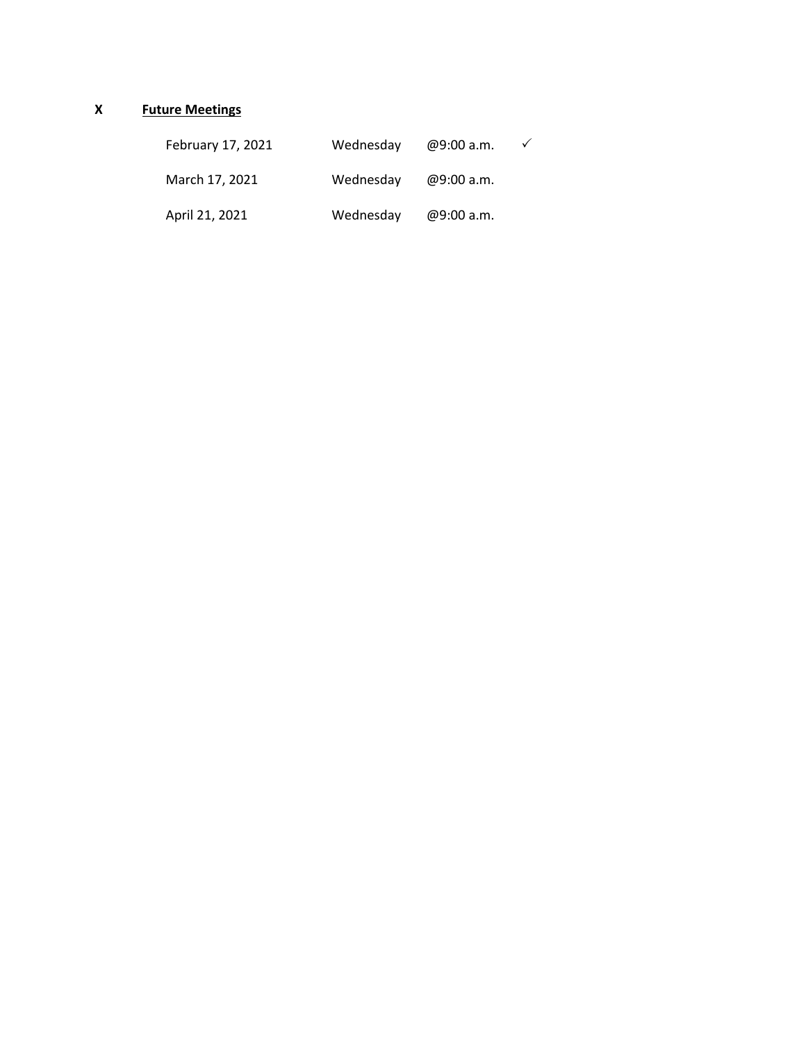## X Future Meetings

| | | | |
|---|---|---|---|
| February 17, 2021 | Wednesday | @9:00 a.m. | ✓ |
| March 17, 2021 | Wednesday | @9:00 a.m. | |
| April 21, 2021 | Wednesday | @9:00 a.m. | |